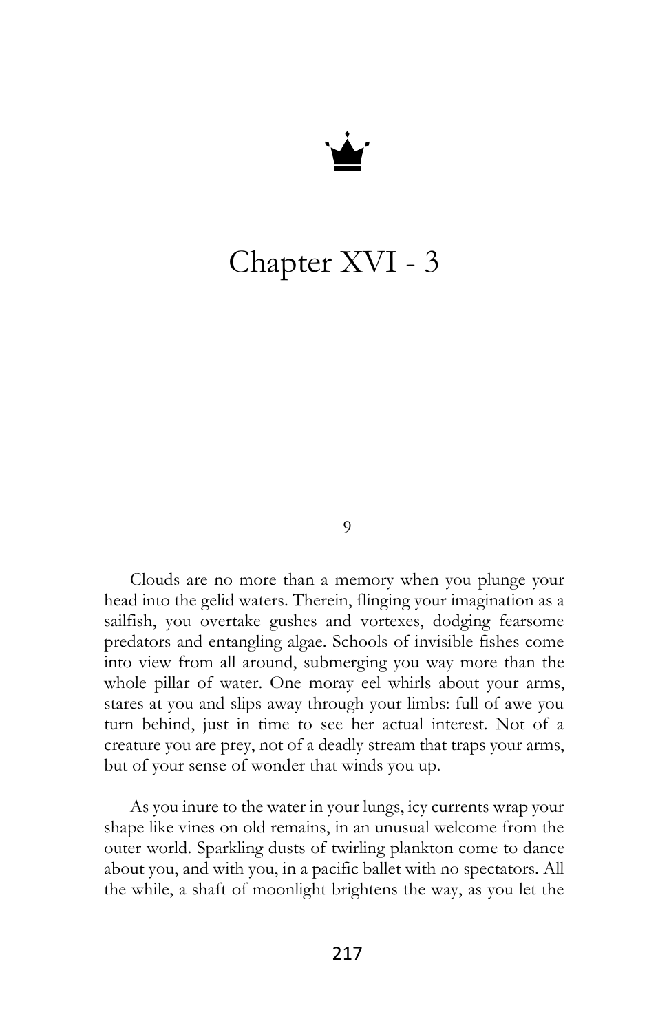# Chapter XVI - 3

9

Clouds are no more than a memory when you plunge your head into the gelid waters. Therein, flinging your imagination as a sailfish, you overtake gushes and vortexes, dodging fearsome predators and entangling algae. Schools of invisible fishes come into view from all around, submerging you way more than the whole pillar of water. One moray eel whirls about your arms, stares at you and slips away through your limbs: full of awe you turn behind, just in time to see her actual interest. Not of a creature you are prey, not of a deadly stream that traps your arms, but of your sense of wonder that winds you up.

As you inure to the water in your lungs, icy currents wrap your shape like vines on old remains, in an unusual welcome from the outer world. Sparkling dusts of twirling plankton come to dance about you, and with you, in a pacific ballet with no spectators. All the while, a shaft of moonlight brightens the way, as you let the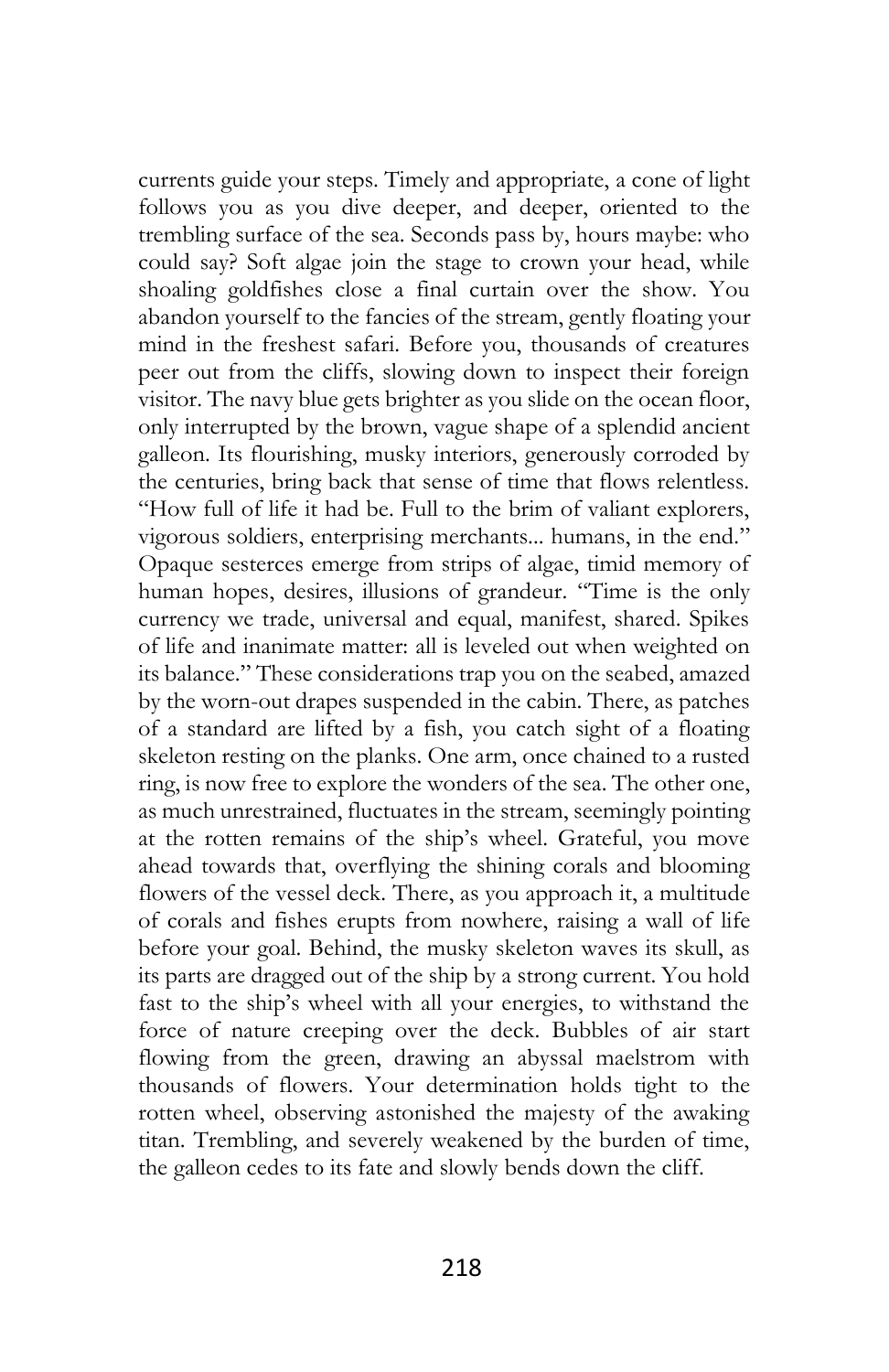currents guide your steps. Timely and appropriate, a cone of light follows you as you dive deeper, and deeper, oriented to the trembling surface of the sea. Seconds pass by, hours maybe: who could say? Soft algae join the stage to crown your head, while shoaling goldfishes close a final curtain over the show. You abandon yourself to the fancies of the stream, gently floating your mind in the freshest safari. Before you, thousands of creatures peer out from the cliffs, slowing down to inspect their foreign visitor. The navy blue gets brighter as you slide on the ocean floor, only interrupted by the brown, vague shape of a splendid ancient galleon. Its flourishing, musky interiors, generously corroded by the centuries, bring back that sense of time that flows relentless. "How full of life it had be. Full to the brim of valiant explorers, vigorous soldiers, enterprising merchants... humans, in the end." Opaque sesterces emerge from strips of algae, timid memory of human hopes, desires, illusions of grandeur. "Time is the only currency we trade, universal and equal, manifest, shared. Spikes of life and inanimate matter: all is leveled out when weighted on its balance." These considerations trap you on the seabed, amazed by the worn-out drapes suspended in the cabin. There, as patches of a standard are lifted by a fish, you catch sight of a floating skeleton resting on the planks. One arm, once chained to a rusted ring, is now free to explore the wonders of the sea. The other one, as much unrestrained, fluctuates in the stream, seemingly pointing at the rotten remains of the ship's wheel. Grateful, you move ahead towards that, overflying the shining corals and blooming flowers of the vessel deck. There, as you approach it, a multitude of corals and fishes erupts from nowhere, raising a wall of life before your goal. Behind, the musky skeleton waves its skull, as its parts are dragged out of the ship by a strong current. You hold fast to the ship's wheel with all your energies, to withstand the force of nature creeping over the deck. Bubbles of air start flowing from the green, drawing an abyssal maelstrom with thousands of flowers. Your determination holds tight to the rotten wheel, observing astonished the majesty of the awaking titan. Trembling, and severely weakened by the burden of time, the galleon cedes to its fate and slowly bends down the cliff.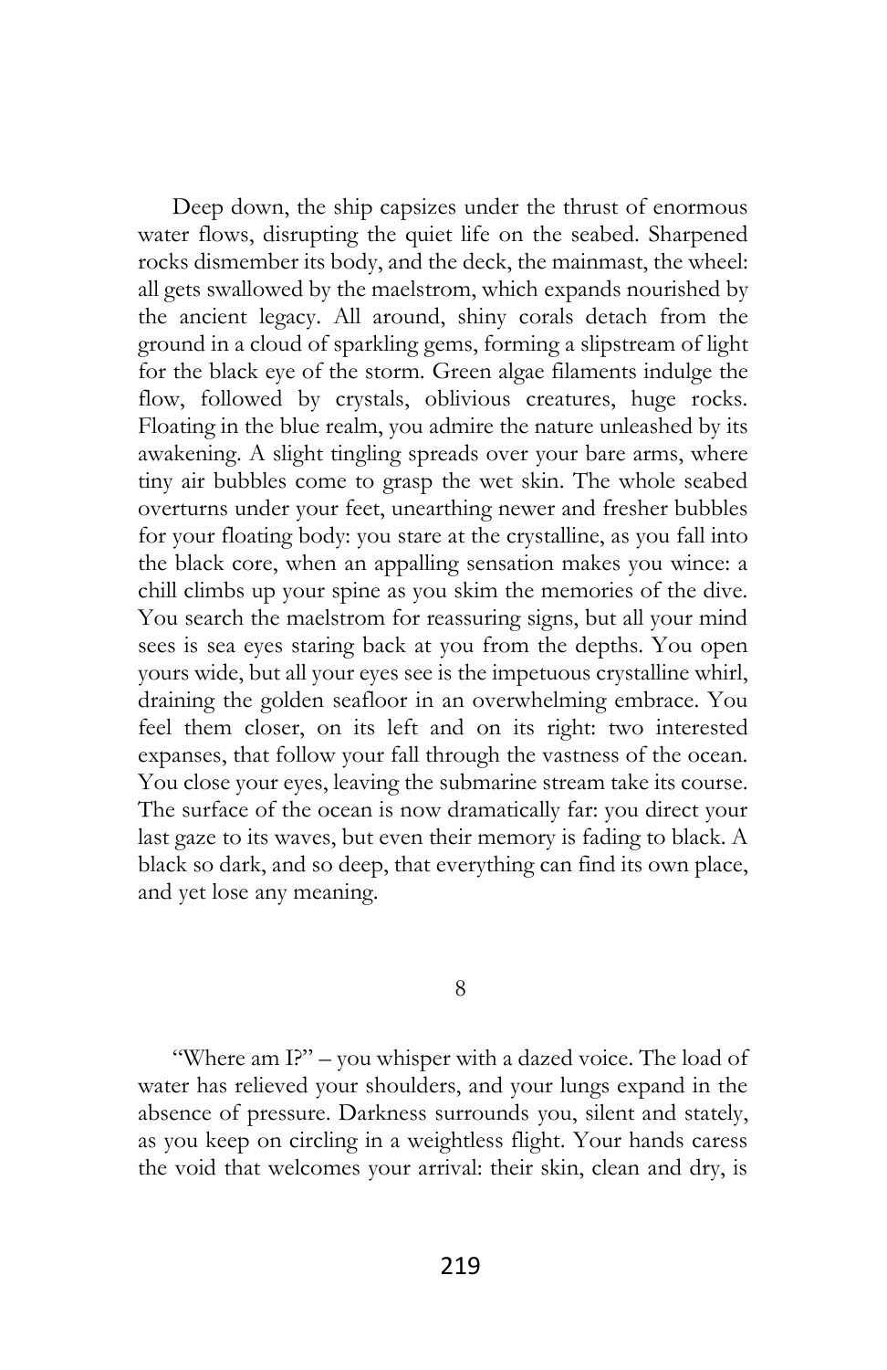Deep down, the ship capsizes under the thrust of enormous water flows, disrupting the quiet life on the seabed. Sharpened rocks dismember its body, and the deck, the mainmast, the wheel: all gets swallowed by the maelstrom, which expands nourished by the ancient legacy. All around, shiny corals detach from the ground in a cloud of sparkling gems, forming a slipstream of light for the black eye of the storm. Green algae filaments indulge the flow, followed by crystals, oblivious creatures, huge rocks. Floating in the blue realm, you admire the nature unleashed by its awakening. A slight tingling spreads over your bare arms, where tiny air bubbles come to grasp the wet skin. The whole seabed overturns under your feet, unearthing newer and fresher bubbles for your floating body: you stare at the crystalline, as you fall into the black core, when an appalling sensation makes you wince: a chill climbs up your spine as you skim the memories of the dive. You search the maelstrom for reassuring signs, but all your mind sees is sea eyes staring back at you from the depths. You open yours wide, but all your eyes see is the impetuous crystalline whirl, draining the golden seafloor in an overwhelming embrace. You feel them closer, on its left and on its right: two interested expanses, that follow your fall through the vastness of the ocean. You close your eyes, leaving the submarine stream take its course. The surface of the ocean is now dramatically far: you direct your last gaze to its waves, but even their memory is fading to black. A black so dark, and so deep, that everything can find its own place, and yet lose any meaning.

## 8

"Where am I?" – you whisper with a dazed voice. The load of water has relieved your shoulders, and your lungs expand in the absence of pressure. Darkness surrounds you, silent and stately, as you keep on circling in a weightless flight. Your hands caress the void that welcomes your arrival: their skin, clean and dry, is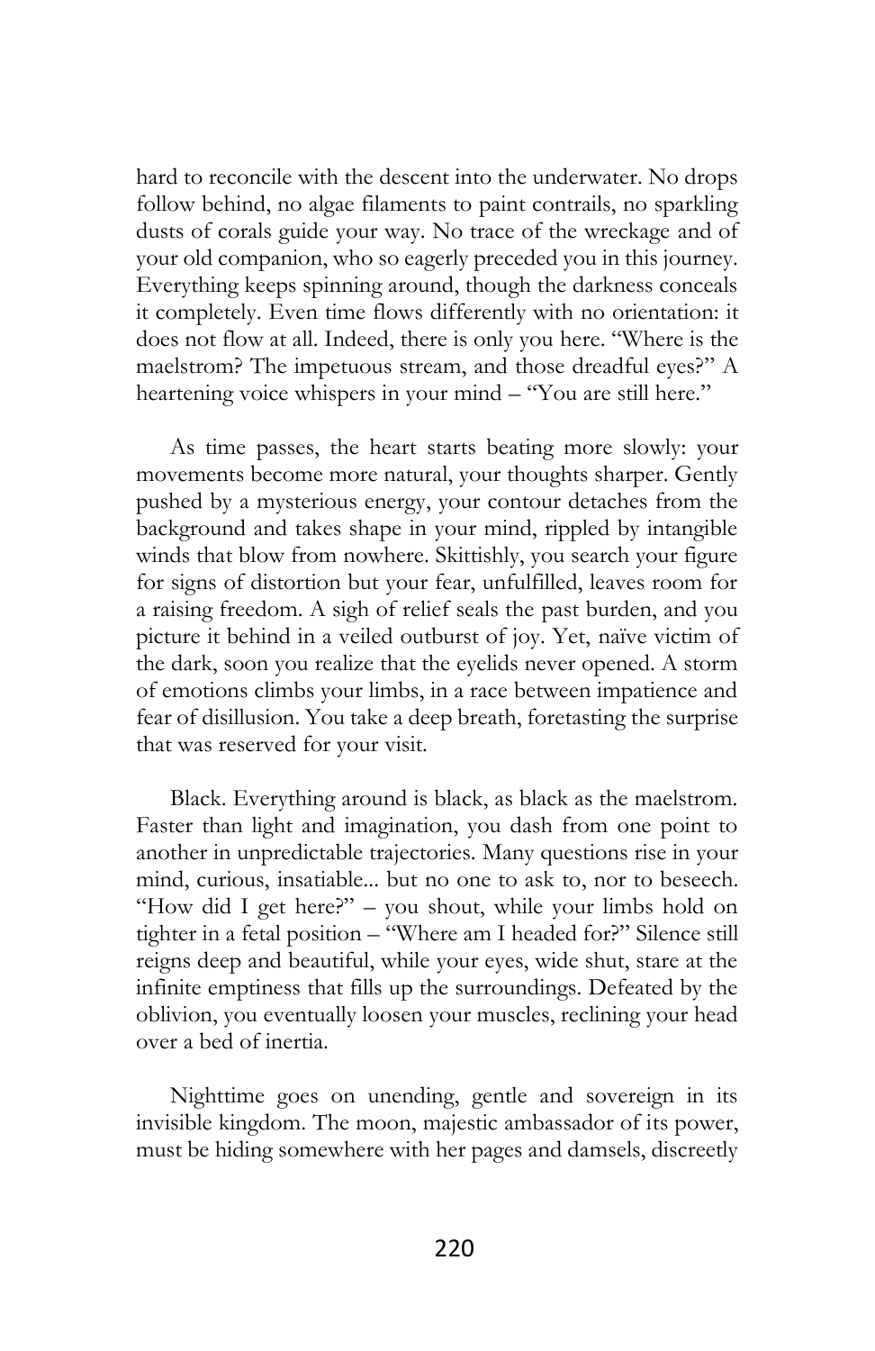hard to reconcile with the descent into the underwater. No drops follow behind, no algae filaments to paint contrails, no sparkling dusts of corals guide your way. No trace of the wreckage and of your old companion, who so eagerly preceded you in this journey. Everything keeps spinning around, though the darkness conceals it completely. Even time flows differently with no orientation: it does not flow at all. Indeed, there is only you here. "Where is the maelstrom? The impetuous stream, and those dreadful eyes?" A heartening voice whispers in your mind – "You are still here."

As time passes, the heart starts beating more slowly: your movements become more natural, your thoughts sharper. Gently pushed by a mysterious energy, your contour detaches from the background and takes shape in your mind, rippled by intangible winds that blow from nowhere. Skittishly, you search your figure for signs of distortion but your fear, unfulfilled, leaves room for a raising freedom. A sigh of relief seals the past burden, and you picture it behind in a veiled outburst of joy. Yet, naïve victim of the dark, soon you realize that the eyelids never opened. A storm of emotions climbs your limbs, in a race between impatience and fear of disillusion. You take a deep breath, foretasting the surprise that was reserved for your visit.

Black. Everything around is black, as black as the maelstrom. Faster than light and imagination, you dash from one point to another in unpredictable trajectories. Many questions rise in your mind, curious, insatiable... but no one to ask to, nor to beseech. "How did I get here?" – you shout, while your limbs hold on tighter in a fetal position – "Where am I headed for?" Silence still reigns deep and beautiful, while your eyes, wide shut, stare at the infinite emptiness that fills up the surroundings. Defeated by the oblivion, you eventually loosen your muscles, reclining your head over a bed of inertia.

Nighttime goes on unending, gentle and sovereign in its invisible kingdom. The moon, majestic ambassador of its power, must be hiding somewhere with her pages and damsels, discreetly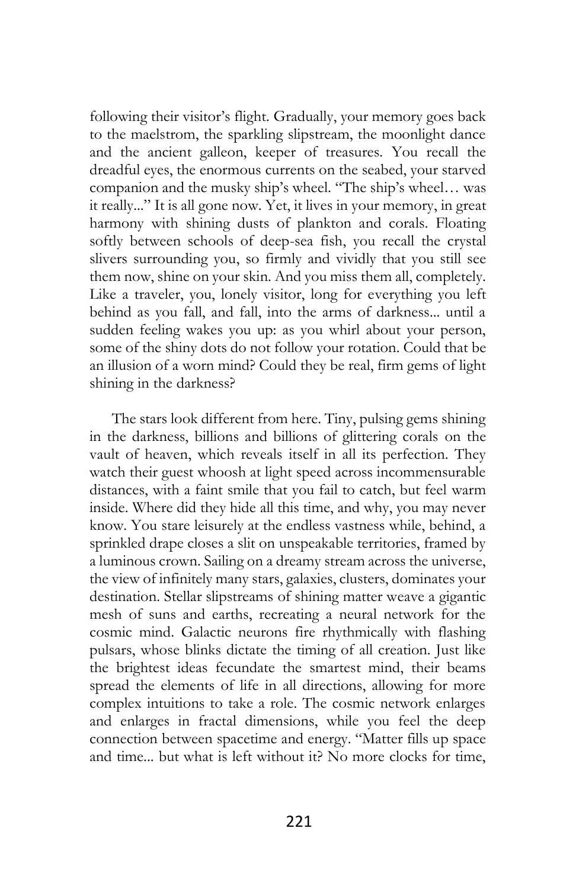following their visitor's flight. Gradually, your memory goes back to the maelstrom, the sparkling slipstream, the moonlight dance and the ancient galleon, keeper of treasures. You recall the dreadful eyes, the enormous currents on the seabed, your starved companion and the musky ship's wheel. "The ship's wheel… was it really..." It is all gone now. Yet, it lives in your memory, in great harmony with shining dusts of plankton and corals. Floating softly between schools of deep-sea fish, you recall the crystal slivers surrounding you, so firmly and vividly that you still see them now, shine on your skin. And you miss them all, completely. Like a traveler, you, lonely visitor, long for everything you left behind as you fall, and fall, into the arms of darkness... until a sudden feeling wakes you up: as you whirl about your person, some of the shiny dots do not follow your rotation. Could that be an illusion of a worn mind? Could they be real, firm gems of light shining in the darkness?

The stars look different from here. Tiny, pulsing gems shining in the darkness, billions and billions of glittering corals on the vault of heaven, which reveals itself in all its perfection. They watch their guest whoosh at light speed across incommensurable distances, with a faint smile that you fail to catch, but feel warm inside. Where did they hide all this time, and why, you may never know. You stare leisurely at the endless vastness while, behind, a sprinkled drape closes a slit on unspeakable territories, framed by a luminous crown. Sailing on a dreamy stream across the universe, the view of infinitely many stars, galaxies, clusters, dominates your destination. Stellar slipstreams of shining matter weave a gigantic mesh of suns and earths, recreating a neural network for the cosmic mind. Galactic neurons fire rhythmically with flashing pulsars, whose blinks dictate the timing of all creation. Just like the brightest ideas fecundate the smartest mind, their beams spread the elements of life in all directions, allowing for more complex intuitions to take a role. The cosmic network enlarges and enlarges in fractal dimensions, while you feel the deep connection between spacetime and energy. "Matter fills up space and time... but what is left without it? No more clocks for time,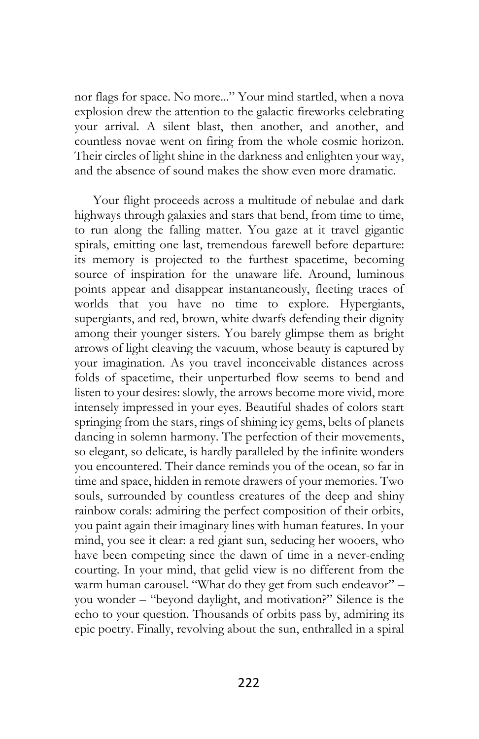nor flags for space. No more..." Your mind startled, when a nova explosion drew the attention to the galactic fireworks celebrating your arrival. A silent blast, then another, and another, and countless novae went on firing from the whole cosmic horizon. Their circles of light shine in the darkness and enlighten your way, and the absence of sound makes the show even more dramatic.

Your flight proceeds across a multitude of nebulae and dark highways through galaxies and stars that bend, from time to time, to run along the falling matter. You gaze at it travel gigantic spirals, emitting one last, tremendous farewell before departure: its memory is projected to the furthest spacetime, becoming source of inspiration for the unaware life. Around, luminous points appear and disappear instantaneously, fleeting traces of worlds that you have no time to explore. Hypergiants, supergiants, and red, brown, white dwarfs defending their dignity among their younger sisters. You barely glimpse them as bright arrows of light cleaving the vacuum, whose beauty is captured by your imagination. As you travel inconceivable distances across folds of spacetime, their unperturbed flow seems to bend and listen to your desires: slowly, the arrows become more vivid, more intensely impressed in your eyes. Beautiful shades of colors start springing from the stars, rings of shining icy gems, belts of planets dancing in solemn harmony. The perfection of their movements, so elegant, so delicate, is hardly paralleled by the infinite wonders you encountered. Their dance reminds you of the ocean, so far in time and space, hidden in remote drawers of your memories. Two souls, surrounded by countless creatures of the deep and shiny rainbow corals: admiring the perfect composition of their orbits, you paint again their imaginary lines with human features. In your mind, you see it clear: a red giant sun, seducing her wooers, who have been competing since the dawn of time in a never-ending courting. In your mind, that gelid view is no different from the warm human carousel. "What do they get from such endeavor" – you wonder – "beyond daylight, and motivation?" Silence is the echo to your question. Thousands of orbits pass by, admiring its epic poetry. Finally, revolving about the sun, enthralled in a spiral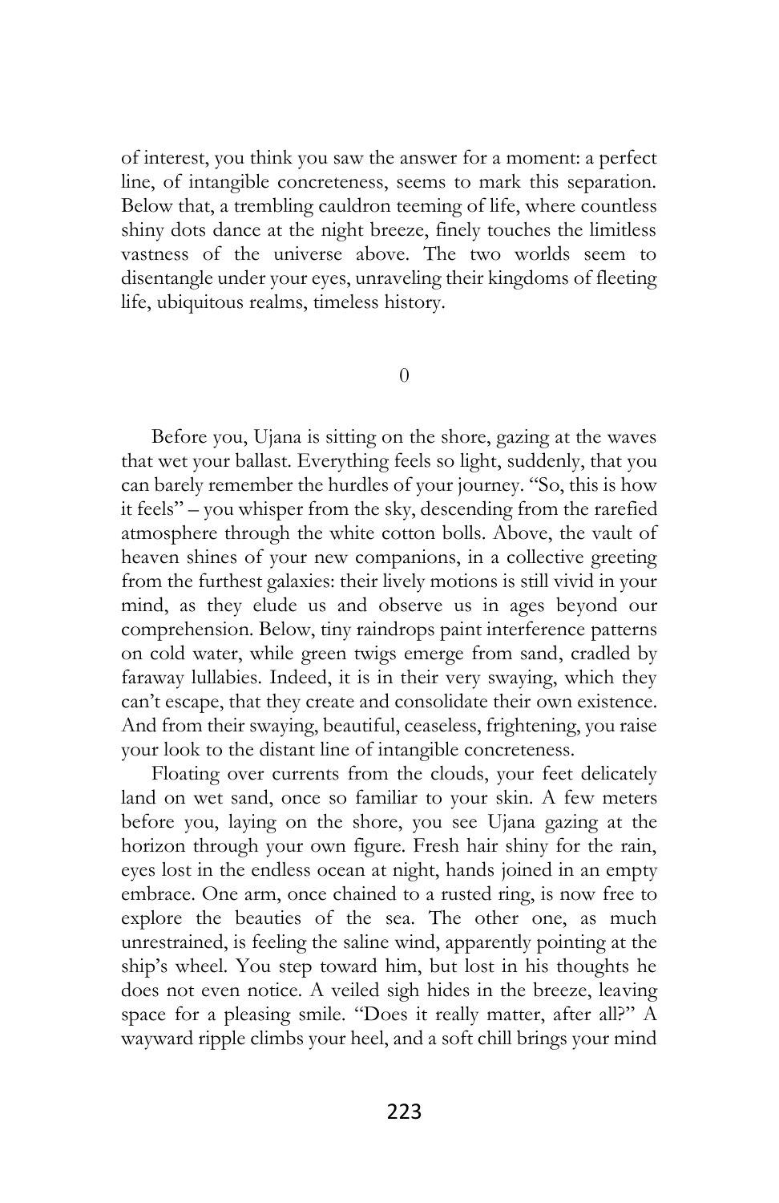of interest, you think you saw the answer for a moment: a perfect line, of intangible concreteness, seems to mark this separation. Below that, a trembling cauldron teeming of life, where countless shiny dots dance at the night breeze, finely touches the limitless vastness of the universe above. The two worlds seem to disentangle under your eyes, unraveling their kingdoms of fleeting life, ubiquitous realms, timeless history.

0

Before you, Ujana is sitting on the shore, gazing at the waves that wet your ballast. Everything feels so light, suddenly, that you can barely remember the hurdles of your journey. "So, this is how it feels" – you whisper from the sky, descending from the rarefied atmosphere through the white cotton bolls. Above, the vault of heaven shines of your new companions, in a collective greeting from the furthest galaxies: their lively motions is still vivid in your mind, as they elude us and observe us in ages beyond our comprehension. Below, tiny raindrops paint interference patterns on cold water, while green twigs emerge from sand, cradled by faraway lullabies. Indeed, it is in their very swaying, which they can't escape, that they create and consolidate their own existence. And from their swaying, beautiful, ceaseless, frightening, you raise your look to the distant line of intangible concreteness.

Floating over currents from the clouds, your feet delicately land on wet sand, once so familiar to your skin. A few meters before you, laying on the shore, you see Ujana gazing at the horizon through your own figure. Fresh hair shiny for the rain, eyes lost in the endless ocean at night, hands joined in an empty embrace. One arm, once chained to a rusted ring, is now free to explore the beauties of the sea. The other one, as much unrestrained, is feeling the saline wind, apparently pointing at the ship's wheel. You step toward him, but lost in his thoughts he does not even notice. A veiled sigh hides in the breeze, leaving space for a pleasing smile. "Does it really matter, after all?" A wayward ripple climbs your heel, and a soft chill brings your mind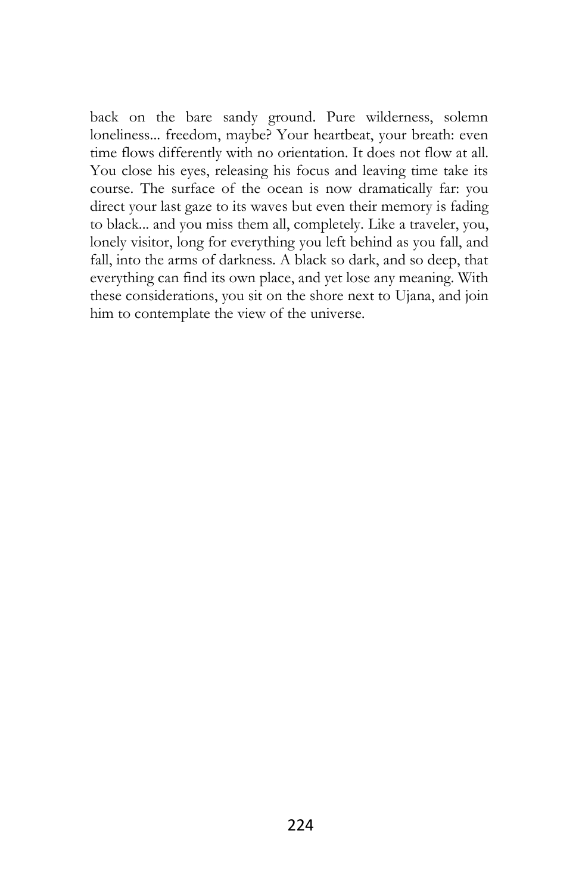back on the bare sandy ground. Pure wilderness, solemn loneliness... freedom, maybe? Your heartbeat, your breath: even time flows differently with no orientation. It does not flow at all. You close his eyes, releasing his focus and leaving time take its course. The surface of the ocean is now dramatically far: you direct your last gaze to its waves but even their memory is fading to black... and you miss them all, completely. Like a traveler, you, lonely visitor, long for everything you left behind as you fall, and fall, into the arms of darkness. A black so dark, and so deep, that everything can find its own place, and yet lose any meaning. With these considerations, you sit on the shore next to Ujana, and join him to contemplate the view of the universe.